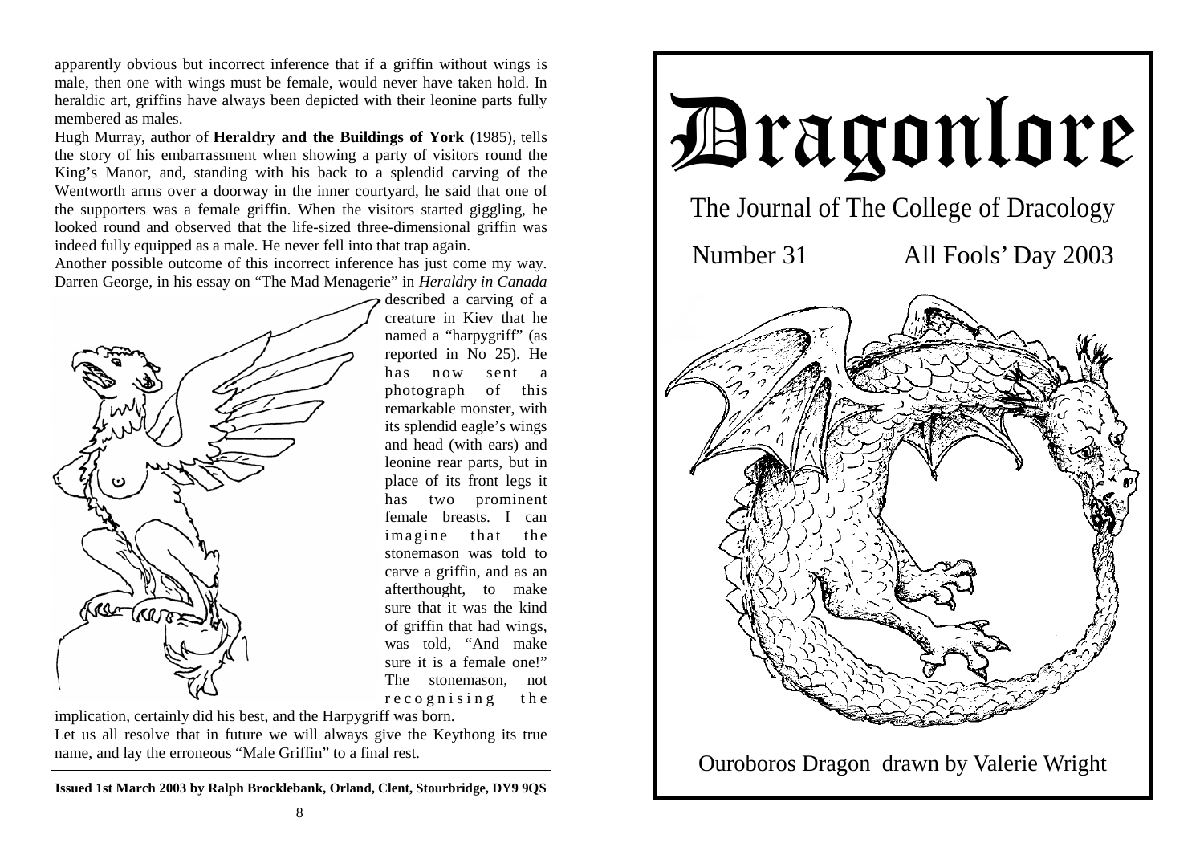apparently obvious but incorrect inference that if a griffin without wings is male, then one with wings must be female, would never have taken hold. In heraldic art, griffins have always been depicted with their leonine parts fully membered as males.

Hugh Murray, author of **Heraldry and the Buildings of York** (1985), tells the story of his embarrassment when showing a party of visitors round the King's Manor, and, standing with his back to a splendid carving of the Wentworth arms over a doorway in the inner courtyard, he said that one of the supporters was a female griffin. When the visitors started giggling, he looked round and observed that the life-sized three-dimensional griffin was indeed fully equipped as a male. He never fell into that trap again.

Another possible outcome of this incorrect inference has just come my way. Darren George, in his essay on "The Mad Menagerie" in *Heraldry in Canada* described a carving of a creature in Kiev that he named a "harpygriff" (as reported in No 25). He has now sent a photograph of this remarkable monster, with its splendid eagle's wings and head (with ears) and leonine rear parts, but in place of its front legs it has two prominent female breasts. I can imagine that the stonemason was told to carve a griffin, and as an afterthought, to make sure that it was the kind of griffin that had wings, was told, "And make sure it is a female one!" The stonemason, not recognising the implication, certainly did his best, and the Harpygriff was born.

Let us all resolve that in future we will always give the Keythong its true name, and lay the erroneous "Male Griffin" to a final rest.

**Issued 1st March 2003 by Ralph Brocklebank, Orland, Clent, Stourbridge, DY9 9QS**

# Dragonlore

## The Journal of The College of Dracology

Number 31 All Fools' Day 2003

Ouroboros Dragon drawn by Valerie Wright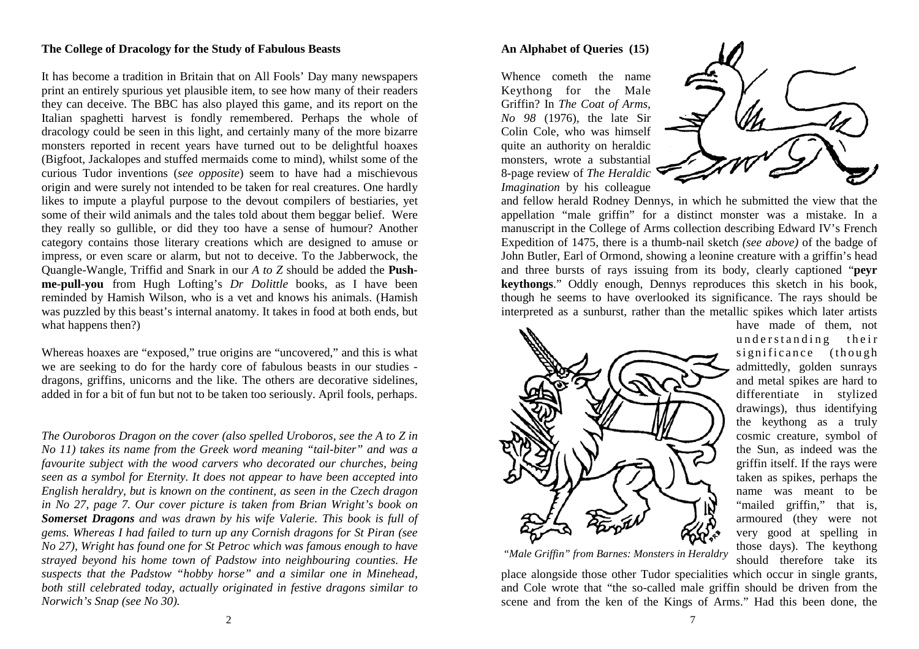### The College of Dracology for the Study of Fabulous Beasts

It has become a tradition in Britain that on All Fools' Day many newspapers print an entirely spurious yet plausible item, to see how many of their readers they can deceive. The BBC has also played this game, and its report on the Italian spaghetti harvest is fondly remembered. Perhaps the whole of dracology could be seen in this light, and certainly many of the more bizarre monsters reported in recent years have turned out to be delightful hoaxes (Bigfoot, Jackalopes and stuffed mermaids come to mind), whilst some of the curious Tudor inventions (*see opposite*) seem to have had a mischievous origin and were surely not intended to be taken for real creatures. One hardly likes to impute a playful purpose to the devout compilers of bestiaries, yet some of their wild animals and the tales told about them beggar belief. Were they really so gullible, or did they too have a sense of humour? Another category contains those literary creations which are designed to amuse or impress, or even scare or alarm, but not to deceive. To the Jabberwock, the Quangle-Wangle, Triffid and Snark in our *A to Z* should be added the **Push-me-pull-you** from Hugh Lofting's *Dr Dolittle* books, as I have been reminded by Hamish Wilson, who is a vet and knows his animals. (Hamish was puzzled by this beast's internal anatomy. It takes in food at both ends, but what happens then?)

Whereas hoaxes are "exposed," true origins are "uncovered," and this is what we are seeking to do for the hardy core of fabulous beasts in our studies - dragons, griffins, unicorns and the like. The others are decorative sidelines, added in for a bit of fun but not to be taken too seriously. April fools, perhaps.

*The Ouroboros Dragon on the cover (also spelled Uroboros, see the A to Z in No 11) takes its name from the Greek word meaning "tail-biter" and was a favourite subject with the wood carvers who decorated our churches, being seen as a symbol for Eternity. It does not appear to have been accepted into English heraldry, but is known on the continent, as seen in the Czech dragon in No 27, page 7. Our cover picture is taken from Brian Wright's book on* ***Somerset Dragons*** *and was drawn by his wife Valerie. This book is full of gems. Whereas I had failed to turn up any Cornish dragons for St Piran (see No 27), Wright has found one for St Petroc which was famous enough to have strayed beyond his home town of Padstow into neighbouring counties. He suspects that the Padstow "hobby horse" and a similar one in Minehead, both still celebrated today, actually originated in festive dragons similar to Norwich's Snap (see No 30).*

### An Alphabet of Queries (15)

Whence cometh the name Keythong for the Male Griffin? In *The Coat of Arms, No 98* (1976), the late Sir Colin Cole, who was himself quite an authority on heraldic monsters, wrote a substantial 8-page review of *The Heraldic Imagination* by his colleague and fellow herald Rodney Dennys, in which he submitted the view that the appellation "male griffin" for a distinct monster was a mistake. In a manuscript in the College of Arms collection describing Edward IV's French Expedition of 1475, there is a thumb-nail sketch *(see above)* of the badge of John Butler, Earl of Ormond, showing a leonine creature with a griffin's head and three bursts of rays issuing from its body, clearly captioned "**peyr keythongs**." Oddly enough, Dennys reproduces this sketch in his book, though he seems to have overlooked its significance. The rays should be interpreted as a sunburst, rather than the metallic spikes which later artists have made of them, not understanding their significance (though admittedly, golden sunrays and metal spikes are hard to differentiate in stylized drawings), thus identifying the keythong as a truly cosmic creature, symbol of the Sun, as indeed was the griffin itself. If the rays were taken as spikes, perhaps the name was meant to be "mailed griffin," that is, armoured (they were not very good at spelling in those days). The keythong should therefore take its place alongside those other Tudor specialities which occur in single grants, and Cole wrote that "the so-called male griffin should be driven from the scene and from the ken of the Kings of Arms." Had this been done, the

*"Male Griffin" from Barnes: Monsters in Heraldry*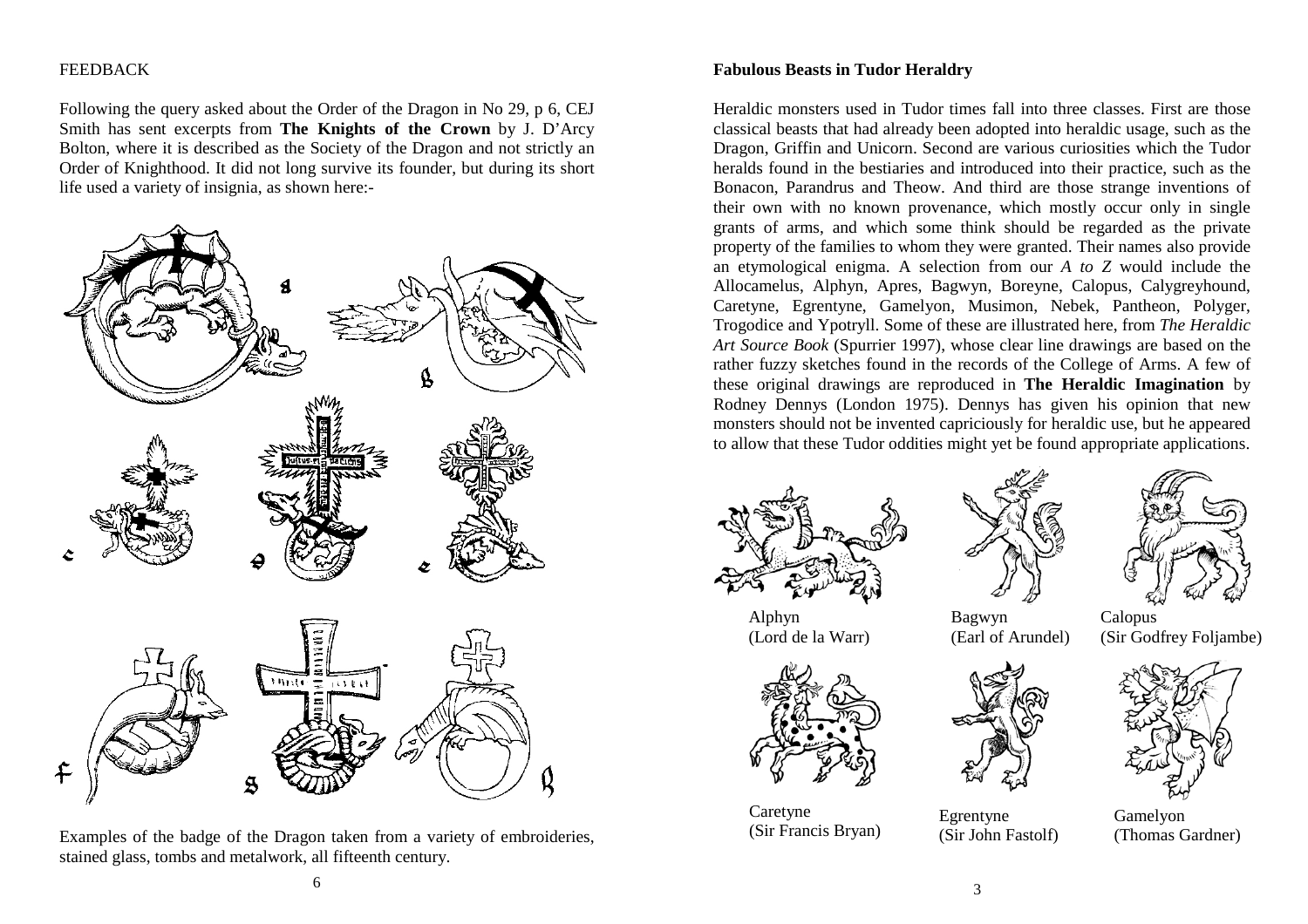FEEDBACK

Following the query asked about the Order of the Dragon in No 29, p 6, CEJ Smith has sent excerpts from **The Knights of the Crown** by J. D'Arcy Bolton, where it is described as the Society of the Dragon and not strictly an Order of Knighthood. It did not long survive its founder, but during its short life used a variety of insignia, as shown here:-

Examples of the badge of the Dragon taken from a variety of embroideries, stained glass, tombs and metalwork, all fifteenth century.

**Fabulous Beasts in Tudor Heraldry**

Heraldic monsters used in Tudor times fall into three classes. First are those classical beasts that had already been adopted into heraldic usage, such as the Dragon, Griffin and Unicorn. Second are various curiosities which the Tudor heralds found in the bestiaries and introduced into their practice, such as the Bonacon, Parandrus and Theow. And third are those strange inventions of their own with no known provenance, which mostly occur only in single grants of arms, and which some think should be regarded as the private property of the families to whom they were granted. Their names also provide an etymological enigma. A selection from our *A to Z* would include the Allocamelus, Alphyn, Apres, Bagwyn, Boreyne, Calopus, Calygreyhound, Caretyne, Egrentyne, Gamelyon, Musimon, Nebek, Pantheon, Polyger, Trogodice and Ypotryll. Some of these are illustrated here, from *The Heraldic Art Source Book* (Spurrier 1997), whose clear line drawings are based on the rather fuzzy sketches found in the records of the College of Arms. A few of these original drawings are reproduced in **The Heraldic Imagination** by Rodney Dennys (London 1975). Dennys has given his opinion that new monsters should not be invented capriciously for heraldic use, but he appeared to allow that these Tudor oddities might yet be found appropriate applications.

Alphyn (Lord de la Warr)

Bagwyn (Earl of Arundel)

Calopus (Sir Godfrey Foljambe)

Caretyne (Sir Francis Bryan)

Egrentyne (Sir John Fastolf)

Gamelyon (Thomas Gardner)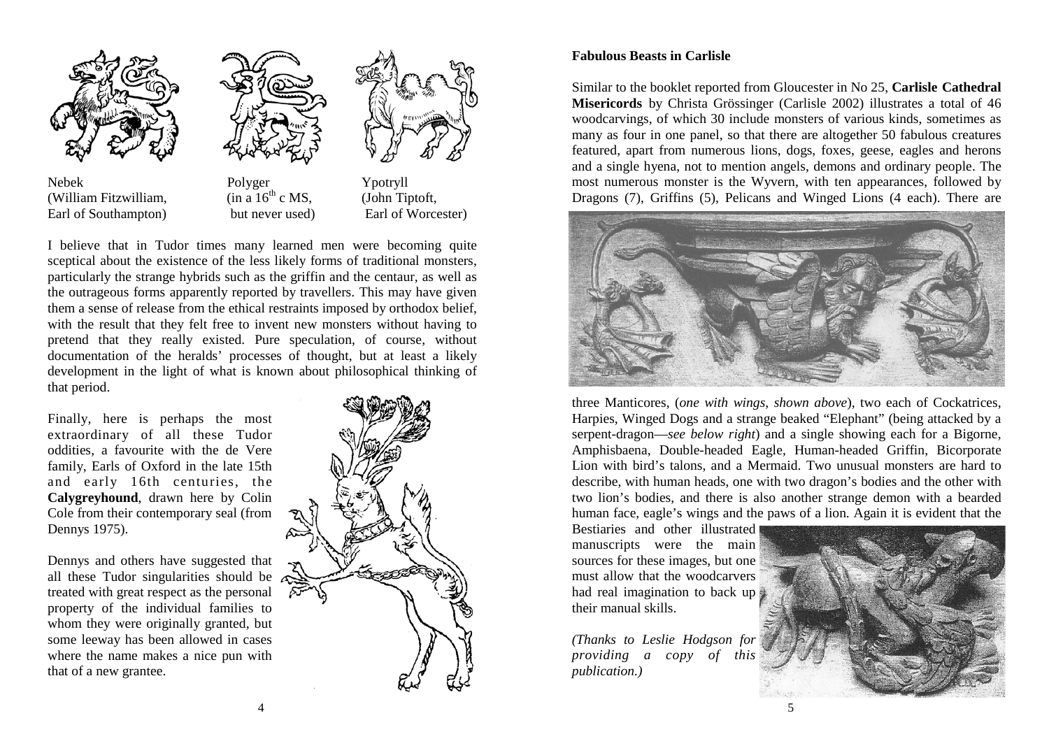Nebek
(William Fitzwilliam,
Earl of Southampton)

Polyger
(in a 16th c MS,
but never used)

Ypotryll
(John Tiptoft,
Earl of Worcester)

I believe that in Tudor times many learned men were becoming quite sceptical about the existence of the less likely forms of traditional monsters, particularly the strange hybrids such as the griffin and the centaur, as well as the outrageous forms apparently reported by travellers. This may have given them a sense of release from the ethical restraints imposed by orthodox belief, with the result that they felt free to invent new monsters without having to pretend that they really existed. Pure speculation, of course, without documentation of the heralds' processes of thought, but at least a likely development in the light of what is known about philosophical thinking of that period.

Finally, here is perhaps the most extraordinary of all these Tudor oddities, a favourite with the de Vere family, Earls of Oxford in the late 15th and early 16th centuries, the **Calygreyhound**, drawn here by Colin Cole from their contemporary seal (from Dennys 1975).

Dennys and others have suggested that all these Tudor singularities should be treated with great respect as the personal property of the individual families to whom they were originally granted, but some leeway has been allowed in cases where the name makes a nice pun with that of a new grantee.

**Fabulous Beasts in Carlisle**

Similar to the booklet reported from Gloucester in No 25, **Carlisle Cathedral Misericords** by Christa Grössinger (Carlisle 2002) illustrates a total of 46 woodcarvings, of which 30 include monsters of various kinds, sometimes as many as four in one panel, so that there are altogether 50 fabulous creatures featured, apart from numerous lions, dogs, foxes, geese, eagles and herons and a single hyena, not to mention angels, demons and ordinary people. The most numerous monster is the Wyvern, with ten appearances, followed by Dragons (7), Griffins (5), Pelicans and Winged Lions (4 each). There are three Manticores, (*one with wings, shown above*), two each of Cockatrices, Harpies, Winged Dogs and a strange beaked "Elephant" (being attacked by a serpent-dragon—*see below right*) and a single showing each for a Bigorne, Amphisbaena, Double-headed Eagle, Human-headed Griffin, Bicorporate Lion with bird's talons, and a Mermaid. Two unusual monsters are hard to describe, with human heads, one with two dragon's bodies and the other with two lion's bodies, and there is also another strange demon with a bearded human face, eagle's wings and the paws of a lion. Again it is evident that the Bestiaries and other illustrated manuscripts were the main sources for these images, but one must allow that the woodcarvers had real imagination to back up their manual skills.

*(Thanks to Leslie Hodgson for providing a copy of this publication.)*